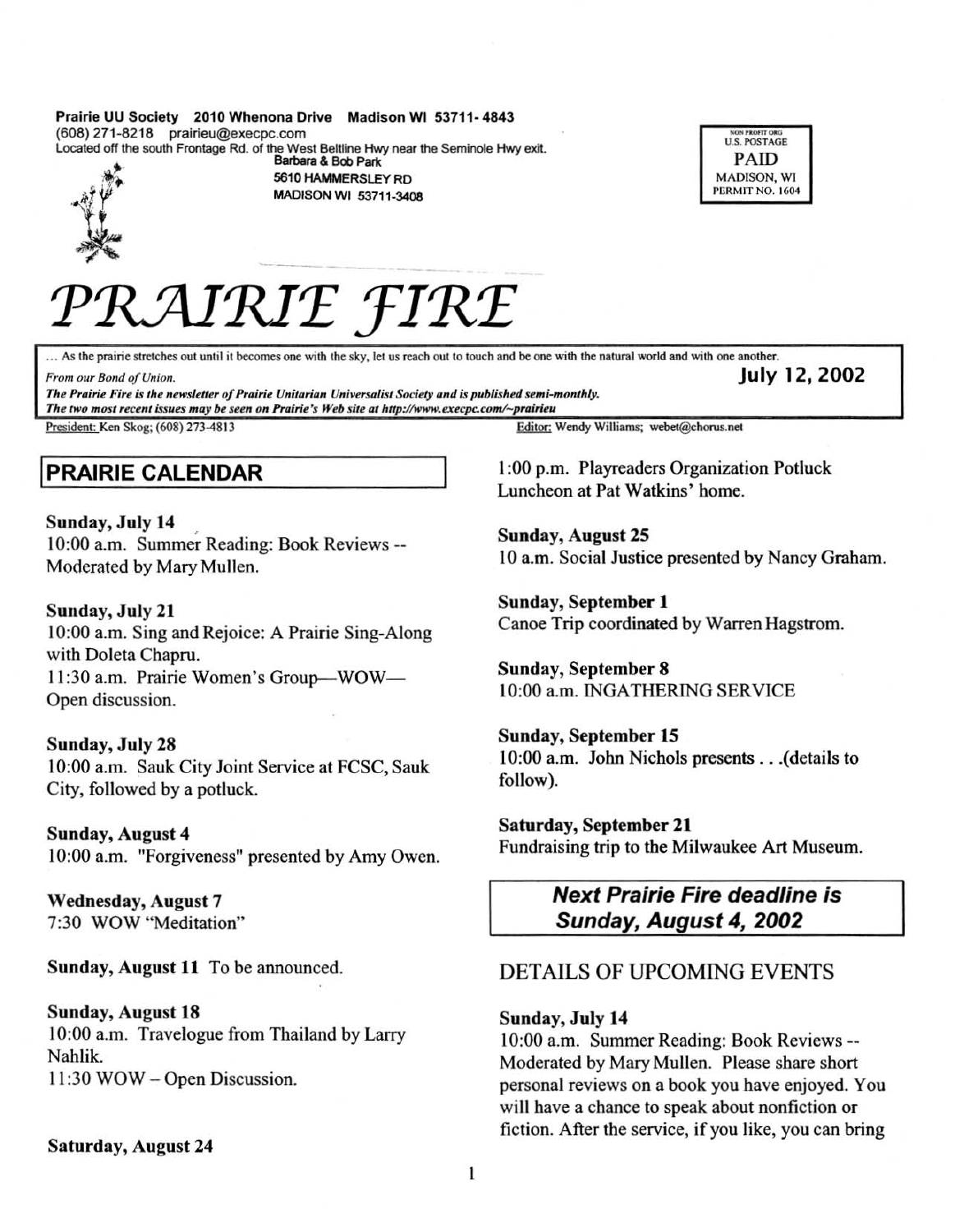Prairie UU Society 2010 Whenona Drive Madison WI 53711-4843
(608) 271-8218 prairieu@execpc.com
Located off the south Frontage Rd. of the West Beltline Hwy near the Seminole Hwy exit.

Barbara & Bob Park
5610 HAMMERSLEY RD
MADISON WI 53711-3408

NON PROFIT ORG
U.S. POSTAGE
PAID
MADISON, WI
PERMIT NO. 1604

# PRAIRIE FIRE

... As the prairie stretches out until it becomes one with the sky, let us reach out to touch and be one with the natural world and with one another.
*From our Bond of Union.*

**July 12, 2002**

***The Prairie Fire is the newsletter of Prairie Unitarian Universalist Society and is published semi-monthly.***
***The two most recent issues may be seen on Prairie's Web site at http://www.execpc.com/~prairieu***

President: Ken Skog; (608) 273-4813

Editor: Wendy Williams; webet@chorus.net

## PRAIRIE CALENDAR

**Sunday, July 14**
10:00 a.m. Summer Reading: Book Reviews -- Moderated by Mary Mullen.

**Sunday, July 21**
10:00 a.m. Sing and Rejoice: A Prairie Sing-Along with Doleta Chapru.
11:30 a.m. Prairie Women's Group—WOW— Open discussion.

**Sunday, July 28**
10:00 a.m. Sauk City Joint Service at FCSC, Sauk City, followed by a potluck.

**Sunday, August 4**
10:00 a.m. "Forgiveness" presented by Amy Owen.

**Wednesday, August 7**
7:30 WOW "Meditation"

**Sunday, August 11** To be announced.

**Sunday, August 18**
10:00 a.m. Travelogue from Thailand by Larry Nahlik.
11:30 WOW – Open Discussion.

**Saturday, August 24**
1:00 p.m. Playreaders Organization Potluck Luncheon at Pat Watkins' home.

**Sunday, August 25**
10 a.m. Social Justice presented by Nancy Graham.

**Sunday, September 1**
Canoe Trip coordinated by Warren Hagstrom.

**Sunday, September 8**
10:00 a.m. INGATHERING SERVICE

**Sunday, September 15**
10:00 a.m. John Nichols presents . . .(details to follow).

**Saturday, September 21**
Fundraising trip to the Milwaukee Art Museum.

***Next Prairie Fire deadline is Sunday, August 4, 2002***

## DETAILS OF UPCOMING EVENTS

**Sunday, July 14**
10:00 a.m. Summer Reading: Book Reviews -- Moderated by Mary Mullen. Please share short personal reviews on a book you have enjoyed. You will have a chance to speak about nonfiction or fiction. After the service, if you like, you can bring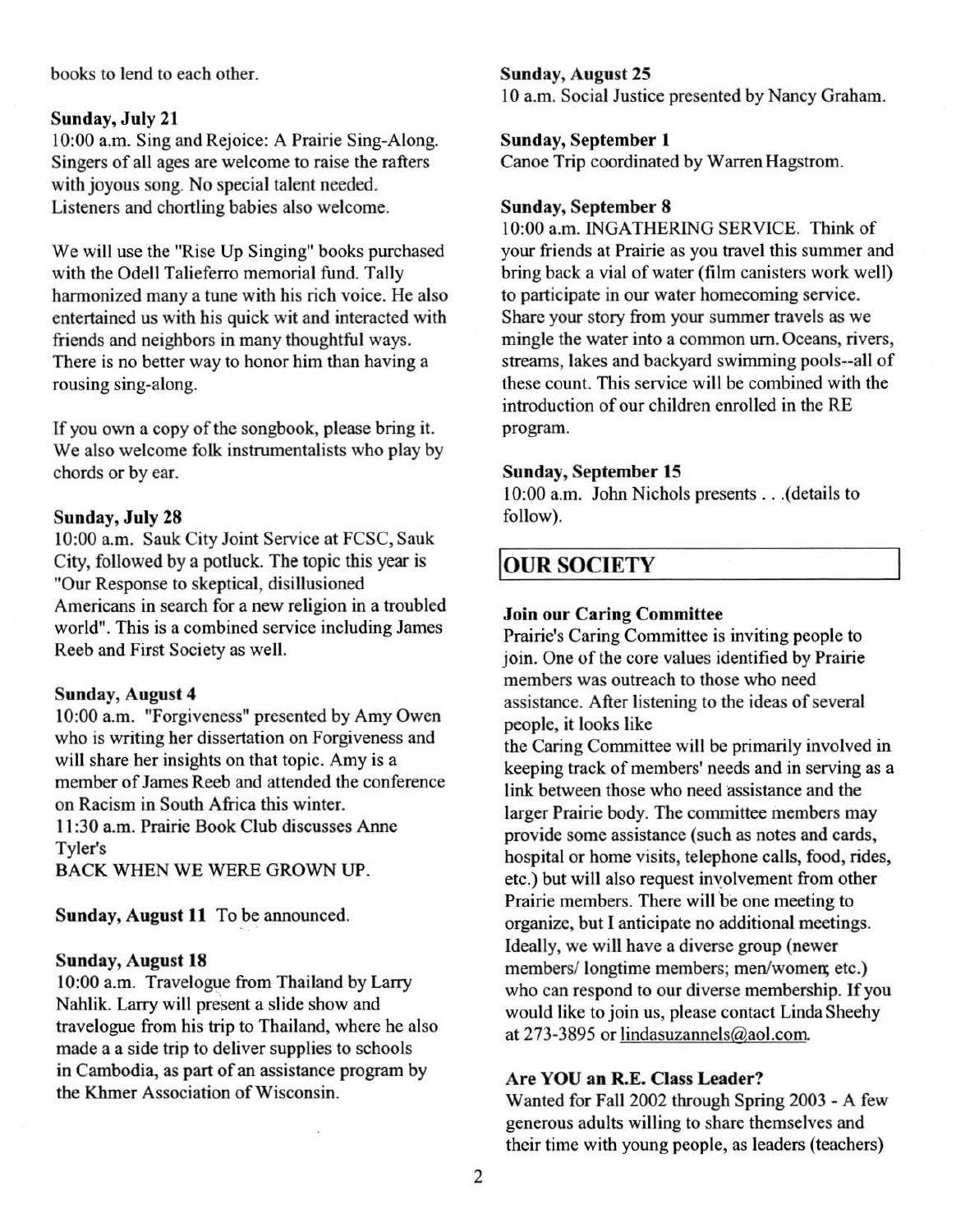books to lend to each other.

**Sunday, July 21**

10:00 a.m. Sing and Rejoice: A Prairie Sing-Along. Singers of all ages are welcome to raise the rafters with joyous song. No special talent needed. Listeners and chortling babies also welcome.

We will use the "Rise Up Singing" books purchased with the Odell Talieferro memorial fund. Tally harmonized many a tune with his rich voice. He also entertained us with his quick wit and interacted with friends and neighbors in many thoughtful ways. There is no better way to honor him than having a rousing sing-along.

If you own a copy of the songbook, please bring it. We also welcome folk instrumentalists who play by chords or by ear.

**Sunday, July 28**

10:00 a.m. Sauk City Joint Service at FCSC, Sauk City, followed by a potluck. The topic this year is "Our Response to skeptical, disillusioned Americans in search for a new religion in a troubled world". This is a combined service including James Reeb and First Society as well.

**Sunday, August 4**

10:00 a.m. "Forgiveness" presented by Amy Owen who is writing her dissertation on Forgiveness and will share her insights on that topic. Amy is a member of James Reeb and attended the conference on Racism in South Africa this winter.

11:30 a.m. Prairie Book Club discusses Anne Tyler's

BACK WHEN WE WERE GROWN UP.

**Sunday, August 11** To be announced.

**Sunday, August 18**

10:00 a.m. Travelogue from Thailand by Larry Nahlik. Larry will present a slide show and travelogue from his trip to Thailand, where he also made a a side trip to deliver supplies to schools in Cambodia, as part of an assistance program by the Khmer Association of Wisconsin.

**Sunday, August 25**

10 a.m. Social Justice presented by Nancy Graham.

**Sunday, September 1**

Canoe Trip coordinated by Warren Hagstrom.

**Sunday, September 8**

10:00 a.m. INGATHERING SERVICE. Think of your friends at Prairie as you travel this summer and bring back a vial of water (film canisters work well) to participate in our water homecoming service. Share your story from your summer travels as we mingle the water into a common urn. Oceans, rivers, streams, lakes and backyard swimming pools--all of these count. This service will be combined with the introduction of our children enrolled in the RE program.

**Sunday, September 15**

10:00 a.m. John Nichols presents . . .(details to follow).

## OUR SOCIETY

**Join our Caring Committee**

Prairie's Caring Committee is inviting people to join. One of the core values identified by Prairie members was outreach to those who need assistance. After listening to the ideas of several people, it looks like the Caring Committee will be primarily involved in keeping track of members' needs and in serving as a link between those who need assistance and the larger Prairie body. The committee members may provide some assistance (such as notes and cards, hospital or home visits, telephone calls, food, rides, etc.) but will also request involvement from other Prairie members. There will be one meeting to organize, but I anticipate no additional meetings. Ideally, we will have a diverse group (newer members/ longtime members; men/women, etc.) who can respond to our diverse membership. If you would like to join us, please contact Linda Sheehy at 273-3895 or lindasuzannels@aol.com.

**Are YOU an R.E. Class Leader?**

Wanted for Fall 2002 through Spring 2003 - A few generous adults willing to share themselves and their time with young people, as leaders (teachers)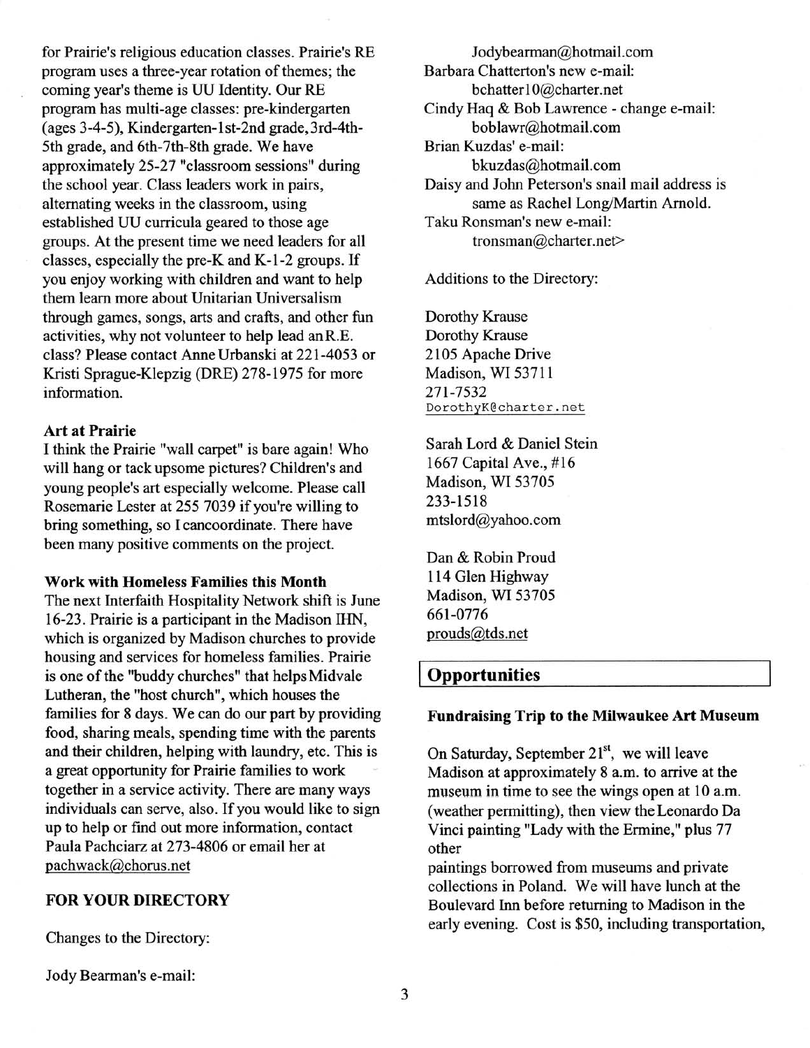for Prairie's religious education classes. Prairie's RE program uses a three-year rotation of themes; the coming year's theme is UU Identity. Our RE program has multi-age classes: pre-kindergarten (ages 3-4-5), Kindergarten-1st-2nd grade, 3rd-4th-5th grade, and 6th-7th-8th grade. We have approximately 25-27 "classroom sessions" during the school year. Class leaders work in pairs, alternating weeks in the classroom, using established UU curricula geared to those age groups. At the present time we need leaders for all classes, especially the pre-K and K-1-2 groups. If you enjoy working with children and want to help them learn more about Unitarian Universalism through games, songs, arts and crafts, and other fun activities, why not volunteer to help lead an R.E. class? Please contact Anne Urbanski at 221-4053 or Kristi Sprague-Klepzig (DRE) 278-1975 for more information.

**Art at Prairie**

I think the Prairie "wall carpet" is bare again! Who will hang or tack upsome pictures? Children's and young people's art especially welcome. Please call Rosemarie Lester at 255 7039 if you're willing to bring something, so I cancoordinate. There have been many positive comments on the project.

**Work with Homeless Families this Month**

The next Interfaith Hospitality Network shift is June 16-23. Prairie is a participant in the Madison IHN, which is organized by Madison churches to provide housing and services for homeless families. Prairie is one of the "buddy churches" that helps Midvale Lutheran, the "host church", which houses the families for 8 days. We can do our part by providing food, sharing meals, spending time with the parents and their children, helping with laundry, etc. This is a great opportunity for Prairie families to work together in a service activity. There are many ways individuals can serve, also. If you would like to sign up to help or find out more information, contact Paula Pachciarz at 273-4806 or email her at pachwack@chorus.net

**FOR YOUR DIRECTORY**

Changes to the Directory:

Jody Bearman's e-mail:
Jodybearman@hotmail.com
Barbara Chatterton's new e-mail:
bchatter10@charter.net
Cindy Haq & Bob Lawrence - change e-mail:
boblawr@hotmail.com
Brian Kuzdas' e-mail:
bkuzdas@hotmail.com
Daisy and John Peterson's snail mail address is same as Rachel Long/Martin Arnold.
Taku Ronsman's new e-mail:
tronsman@charter.net>

Additions to the Directory:

Dorothy Krause
Dorothy Krause
2105 Apache Drive
Madison, WI 53711
271-7532
DorothyK@charter.net

Sarah Lord & Daniel Stein
1667 Capital Ave., #16
Madison, WI 53705
233-1518
mtslord@yahoo.com

Dan & Robin Proud
114 Glen Highway
Madison, WI 53705
661-0776
prouds@tds.net

## Opportunities

**Fundraising Trip to the Milwaukee Art Museum**

On Saturday, September 21st, we will leave Madison at approximately 8 a.m. to arrive at the museum in time to see the wings open at 10 a.m. (weather permitting), then view the Leonardo Da Vinci painting "Lady with the Ermine," plus 77 other paintings borrowed from museums and private collections in Poland. We will have lunch at the Boulevard Inn before returning to Madison in the early evening. Cost is $50, including transportation,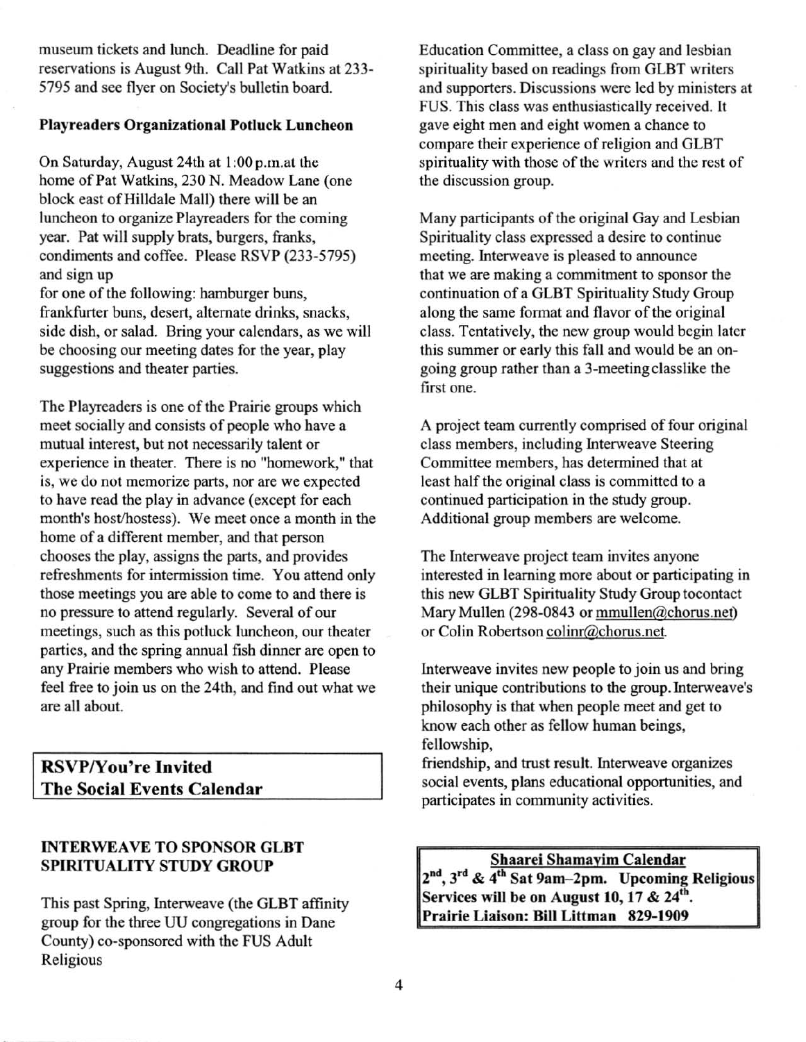museum tickets and lunch. Deadline for paid reservations is August 9th. Call Pat Watkins at 233-5795 and see flyer on Society's bulletin board.

**Playreaders Organizational Potluck Luncheon**

On Saturday, August 24th at 1:00 p.m.at the home of Pat Watkins, 230 N. Meadow Lane (one block east of Hilldale Mall) there will be an luncheon to organize Playreaders for the coming year. Pat will supply brats, burgers, franks, condiments and coffee. Please RSVP (233-5795) and sign up for one of the following: hamburger buns, frankfurter buns, desert, alternate drinks, snacks, side dish, or salad. Bring your calendars, as we will be choosing our meeting dates for the year, play suggestions and theater parties.

The Playreaders is one of the Prairie groups which meet socially and consists of people who have a mutual interest, but not necessarily talent or experience in theater. There is no "homework," that is, we do not memorize parts, nor are we expected to have read the play in advance (except for each month's host/hostess). We meet once a month in the home of a different member, and that person chooses the play, assigns the parts, and provides refreshments for intermission time. You attend only those meetings you are able to come to and there is no pressure to attend regularly. Several of our meetings, such as this potluck luncheon, our theater parties, and the spring annual fish dinner are open to any Prairie members who wish to attend. Please feel free to join us on the 24th, and find out what we are all about.

## RSVP/You're Invited
## The Social Events Calendar

### INTERWEAVE TO SPONSOR GLBT SPIRITUALITY STUDY GROUP

This past Spring, Interweave (the GLBT affinity group for the three UU congregations in Dane County) co-sponsored with the FUS Adult Religious Education Committee, a class on gay and lesbian spirituality based on readings from GLBT writers and supporters. Discussions were led by ministers at FUS. This class was enthusiastically received. It gave eight men and eight women a chance to compare their experience of religion and GLBT spirituality with those of the writers and the rest of the discussion group.

Many participants of the original Gay and Lesbian Spirituality class expressed a desire to continue meeting. Interweave is pleased to announce that we are making a commitment to sponsor the continuation of a GLBT Spirituality Study Group along the same format and flavor of the original class. Tentatively, the new group would begin later this summer or early this fall and would be an on-going group rather than a 3-meetingclasslike the first one.

A project team currently comprised of four original class members, including Interweave Steering Committee members, has determined that at least half the original class is committed to a continued participation in the study group. Additional group members are welcome.

The Interweave project team invites anyone interested in learning more about or participating in this new GLBT Spirituality Study Group tocontact Mary Mullen (298-0843 or mmullen@chorus.net) or Colin Robertson colinr@chorus.net.

Interweave invites new people to join us and bring their unique contributions to the group. Interweave's philosophy is that when people meet and get to know each other as fellow human beings, fellowship, friendship, and trust result. Interweave organizes social events, plans educational opportunities, and participates in community activities.

**Shaarei Shamayim Calendar**
**2nd, 3rd & 4th Sat 9am–2pm. Upcoming Religious Services will be on August 10, 17 & 24th.**
**Prairie Liaison: Bill Littman 829-1909**